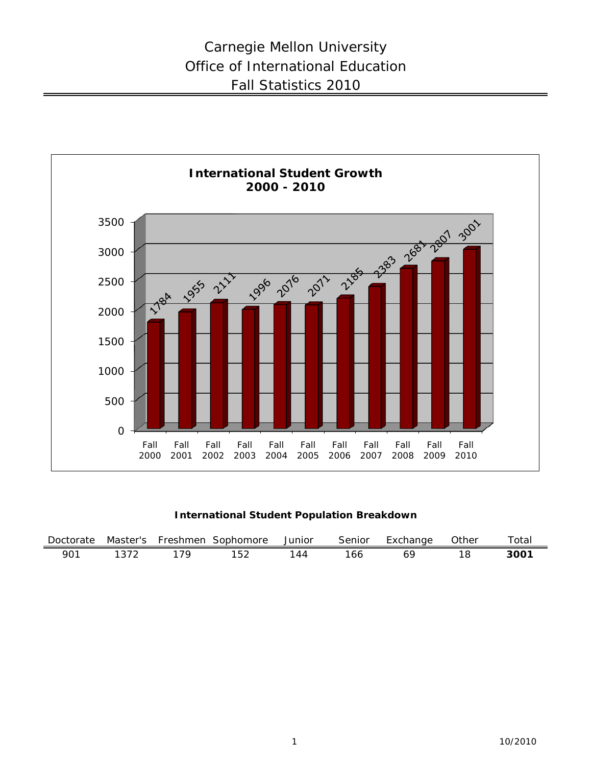# Carnegie Mellon University
# Office of International Education
# Fall Statistics 2010

**International Student Growth 2000 - 2010**

| Fall 2000 | Fall 2001 | Fall 2002 | Fall 2003 | Fall 2004 | Fall 2005 | Fall 2006 | Fall 2007 | Fall 2008 | Fall 2009 | Fall 2010 |
|---|---|---|---|---|---|---|---|---|---|---|
| 1784 | 1955 | 2111 | 1996 | 2076 | 2071 | 2185 | 2383 | 2681 | 2807 | 3001 |

**International Student Population Breakdown**

| Doctorate | Master's | Freshmen | Sophomore | Junior | Senior | Exchange | Other | Total |
|---|---|---|---|---|---|---|---|---|
| 901 | 1372 | 179 | 152 | 144 | 166 | 69 | 18 | **3001** |

10/2010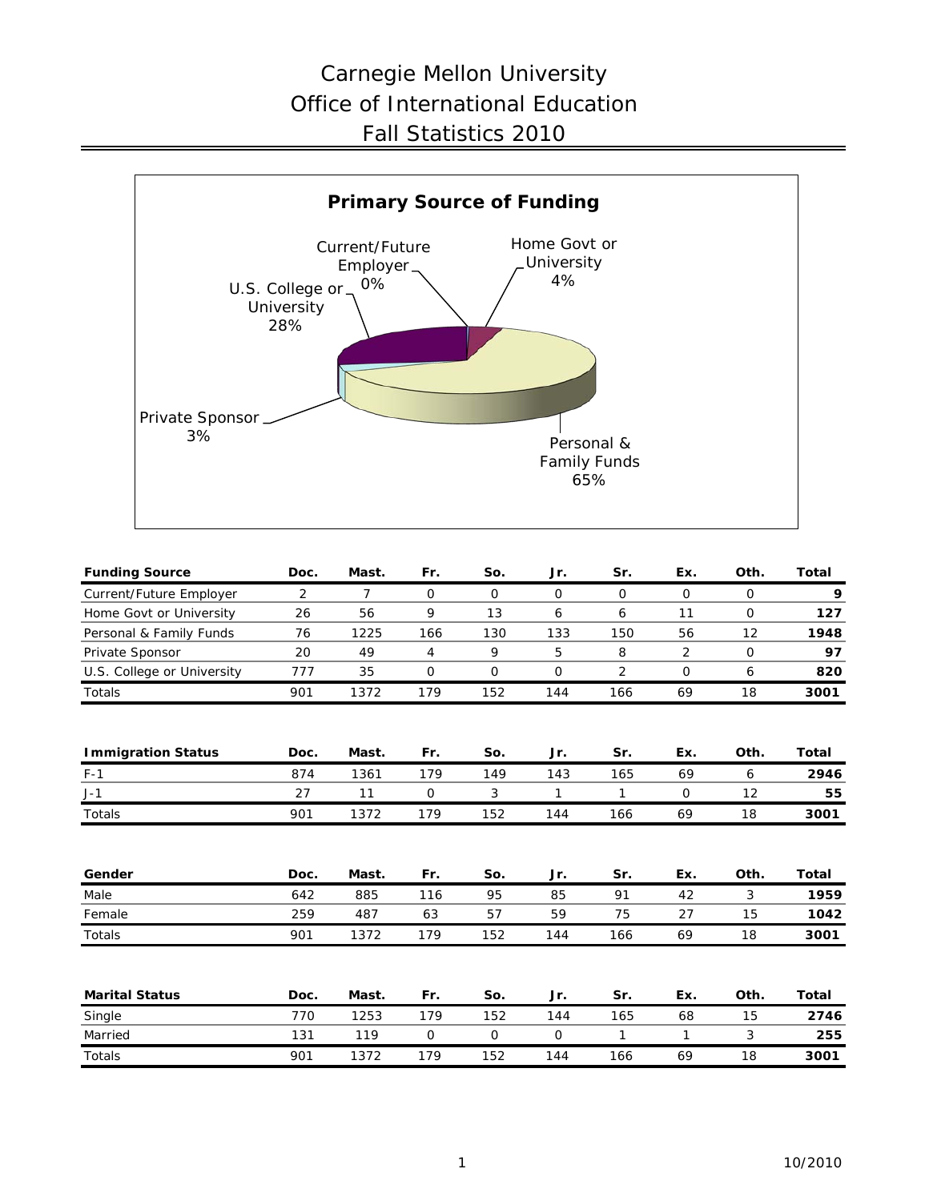# Carnegie Mellon University
# Office of International Education
# Fall Statistics 2010

**Primary Source of Funding**

Current/Future Employer 0%
Home Govt or University 4%
U.S. College or University 28%
Private Sponsor 3%
Personal & Family Funds 65%

| Funding Source | Doc. | Mast. | Fr. | So. | Jr. | Sr. | Ex. | Oth. | Total |
|---|---|---|---|---|---|---|---|---|---|
| Current/Future Employer | 2 | 7 | 0 | 0 | 0 | 0 | 0 | 0 | **9** |
| Home Govt or University | 26 | 56 | 9 | 13 | 6 | 6 | 11 | 0 | **127** |
| Personal & Family Funds | 76 | 1225 | 166 | 130 | 133 | 150 | 56 | 12 | **1948** |
| Private Sponsor | 20 | 49 | 4 | 9 | 5 | 8 | 2 | 0 | **97** |
| U.S. College or University | 777 | 35 | 0 | 0 | 0 | 2 | 0 | 6 | **820** |
| Totals | 901 | 1372 | 179 | 152 | 144 | 166 | 69 | 18 | **3001** |

| Immigration Status | Doc. | Mast. | Fr. | So. | Jr. | Sr. | Ex. | Oth. | Total |
|---|---|---|---|---|---|---|---|---|---|
| F-1 | 874 | 1361 | 179 | 149 | 143 | 165 | 69 | 6 | **2946** |
| J-1 | 27 | 11 | 0 | 3 | 1 | 1 | 0 | 12 | **55** |
| Totals | 901 | 1372 | 179 | 152 | 144 | 166 | 69 | 18 | **3001** |

| Gender | Doc. | Mast. | Fr. | So. | Jr. | Sr. | Ex. | Oth. | Total |
|---|---|---|---|---|---|---|---|---|---|
| Male | 642 | 885 | 116 | 95 | 85 | 91 | 42 | 3 | **1959** |
| Female | 259 | 487 | 63 | 57 | 59 | 75 | 27 | 15 | **1042** |
| Totals | 901 | 1372 | 179 | 152 | 144 | 166 | 69 | 18 | **3001** |

| Marital Status | Doc. | Mast. | Fr. | So. | Jr. | Sr. | Ex. | Oth. | Total |
|---|---|---|---|---|---|---|---|---|---|
| Single | 770 | 1253 | 179 | 152 | 144 | 165 | 68 | 15 | **2746** |
| Married | 131 | 119 | 0 | 0 | 0 | 1 | 1 | 3 | **255** |
| Totals | 901 | 1372 | 179 | 152 | 144 | 166 | 69 | 18 | **3001** |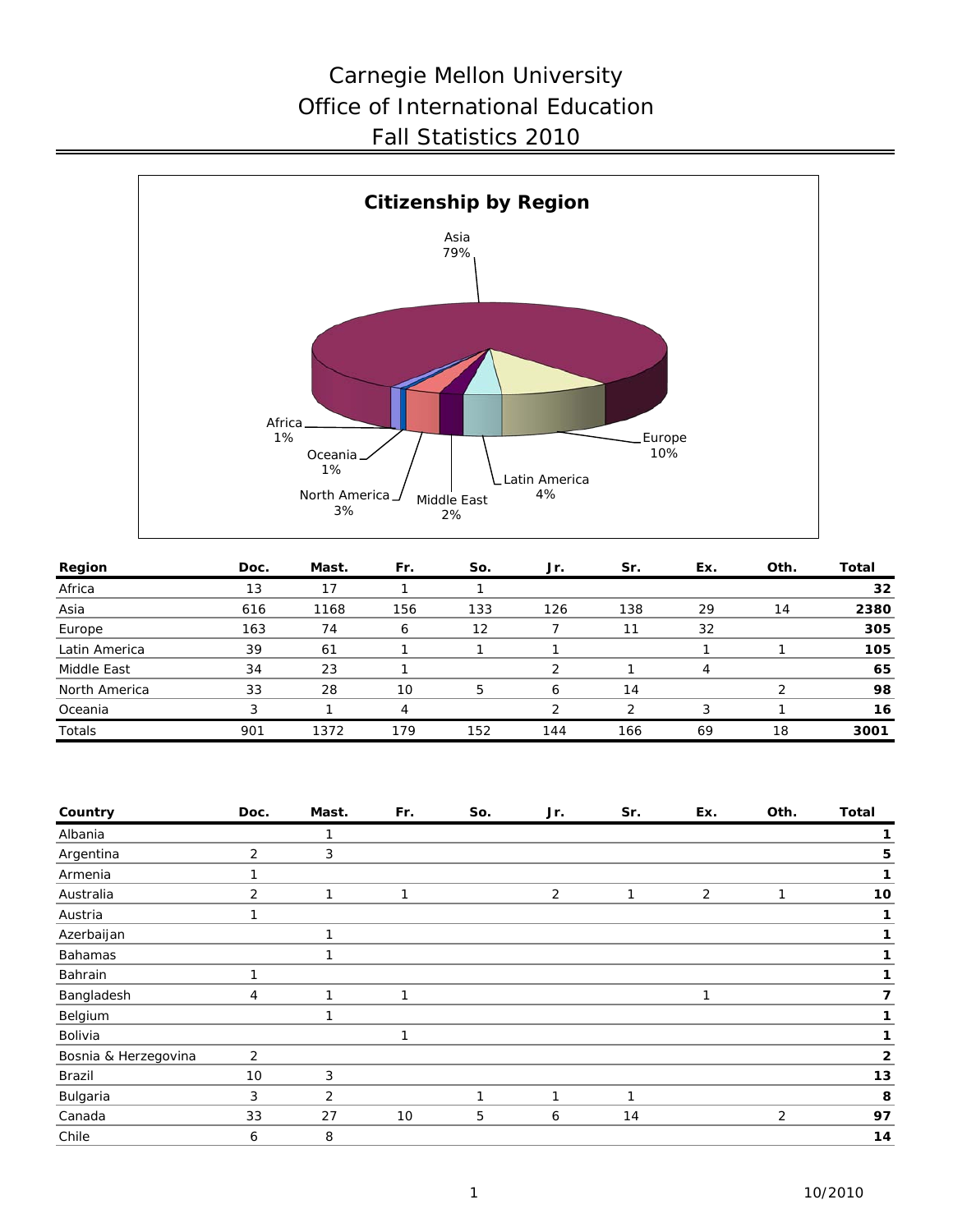# Carnegie Mellon University
# Office of International Education
# Fall Statistics 2010

**Citizenship by Region**

Asia 79%, Europe 10%, Latin America 4%, Middle East 2%, North America 3%, Oceania 1%, Africa 1%

| Region | Doc. | Mast. | Fr. | So. | Jr. | Sr. | Ex. | Oth. | Total |
|---|---|---|---|---|---|---|---|---|---|
| Africa | 13 | 17 | 1 | 1 | | | | | **32** |
| Asia | 616 | 1168 | 156 | 133 | 126 | 138 | 29 | 14 | **2380** |
| Europe | 163 | 74 | 6 | 12 | 7 | 11 | 32 | | **305** |
| Latin America | 39 | 61 | 1 | 1 | 1 | | 1 | 1 | **105** |
| Middle East | 34 | 23 | 1 | | 2 | 1 | 4 | | **65** |
| North America | 33 | 28 | 10 | 5 | 6 | 14 | | 2 | **98** |
| Oceania | 3 | 1 | 4 | | 2 | 2 | 3 | 1 | **16** |
| Totals | 901 | 1372 | 179 | 152 | 144 | 166 | 69 | 18 | **3001** |

| Country | Doc. | Mast. | Fr. | So. | Jr. | Sr. | Ex. | Oth. | Total |
|---|---|---|---|---|---|---|---|---|---|
| Albania | | 1 | | | | | | | **1** |
| Argentina | 2 | 3 | | | | | | | **5** |
| Armenia | 1 | | | | | | | | **1** |
| Australia | 2 | 1 | 1 | | 2 | 1 | 2 | 1 | **10** |
| Austria | 1 | | | | | | | | **1** |
| Azerbaijan | | 1 | | | | | | | **1** |
| Bahamas | | 1 | | | | | | | **1** |
| Bahrain | 1 | | | | | | | | **1** |
| Bangladesh | 4 | 1 | 1 | | | | 1 | | **7** |
| Belgium | | 1 | | | | | | | **1** |
| Bolivia | | | 1 | | | | | | **1** |
| Bosnia & Herzegovina | 2 | | | | | | | | **2** |
| Brazil | 10 | 3 | | | | | | | **13** |
| Bulgaria | 3 | 2 | | 1 | 1 | 1 | | | **8** |
| Canada | 33 | 27 | 10 | 5 | 6 | 14 | | 2 | **97** |
| Chile | 6 | 8 | | | | | | | **14** |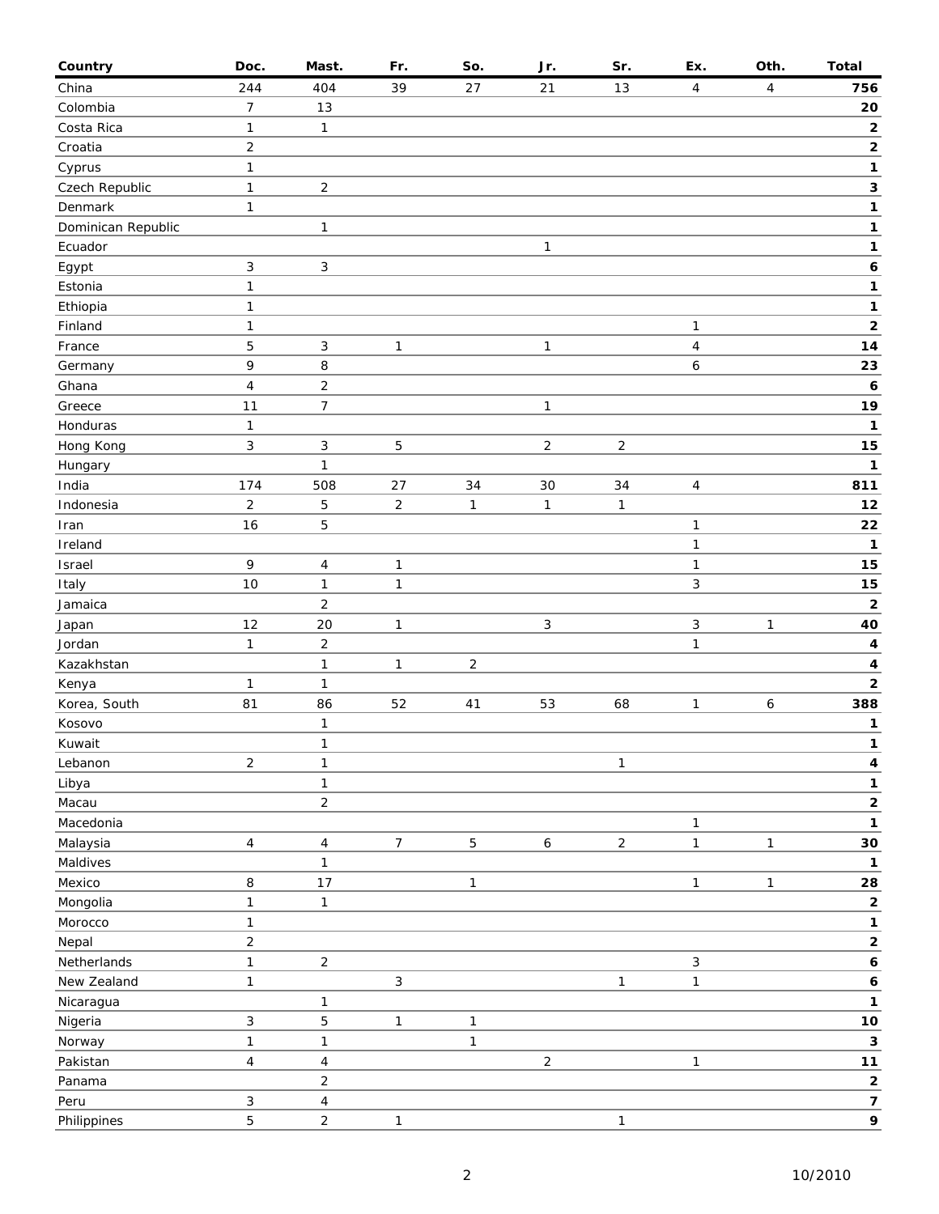| Country | Doc. | Mast. | Fr. | So. | Jr. | Sr. | Ex. | Oth. | Total |
|---|---|---|---|---|---|---|---|---|---|
| China | 244 | 404 | 39 | 27 | 21 | 13 | 4 | 4 | **756** |
| Colombia | 7 | 13 | | | | | | | **20** |
| Costa Rica | 1 | 1 | | | | | | | **2** |
| Croatia | 2 | | | | | | | | **2** |
| Cyprus | 1 | | | | | | | | **1** |
| Czech Republic | 1 | 2 | | | | | | | **3** |
| Denmark | 1 | | | | | | | | **1** |
| Dominican Republic | | 1 | | | | | | | **1** |
| Ecuador | | | | | 1 | | | | **1** |
| Egypt | 3 | 3 | | | | | | | **6** |
| Estonia | 1 | | | | | | | | **1** |
| Ethiopia | 1 | | | | | | | | **1** |
| Finland | 1 | | | | | | 1 | | **2** |
| France | 5 | 3 | 1 | | 1 | | 4 | | **14** |
| Germany | 9 | 8 | | | | | 6 | | **23** |
| Ghana | 4 | 2 | | | | | | | **6** |
| Greece | 11 | 7 | | | 1 | | | | **19** |
| Honduras | 1 | | | | | | | | **1** |
| Hong Kong | 3 | 3 | 5 | | 2 | 2 | | | **15** |
| Hungary | | 1 | | | | | | | **1** |
| India | 174 | 508 | 27 | 34 | 30 | 34 | 4 | | **811** |
| Indonesia | 2 | 5 | 2 | 1 | 1 | 1 | | | **12** |
| Iran | 16 | 5 | | | | | 1 | | **22** |
| Ireland | | | | | | | 1 | | **1** |
| Israel | 9 | 4 | 1 | | | | 1 | | **15** |
| Italy | 10 | 1 | 1 | | | | 3 | | **15** |
| Jamaica | | 2 | | | | | | | **2** |
| Japan | 12 | 20 | 1 | | 3 | | 3 | 1 | **40** |
| Jordan | 1 | 2 | | | | | 1 | | **4** |
| Kazakhstan | | 1 | 1 | 2 | | | | | **4** |
| Kenya | 1 | 1 | | | | | | | **2** |
| Korea, South | 81 | 86 | 52 | 41 | 53 | 68 | 1 | 6 | **388** |
| Kosovo | | 1 | | | | | | | **1** |
| Kuwait | | 1 | | | | | | | **1** |
| Lebanon | 2 | 1 | | | | 1 | | | **4** |
| Libya | | 1 | | | | | | | **1** |
| Macau | | 2 | | | | | | | **2** |
| Macedonia | | | | | | | 1 | | **1** |
| Malaysia | 4 | 4 | 7 | 5 | 6 | 2 | 1 | 1 | **30** |
| Maldives | | 1 | | | | | | | **1** |
| Mexico | 8 | 17 | | 1 | | | 1 | 1 | **28** |
| Mongolia | 1 | 1 | | | | | | | **2** |
| Morocco | 1 | | | | | | | | **1** |
| Nepal | 2 | | | | | | | | **2** |
| Netherlands | 1 | 2 | | | | | 3 | | **6** |
| New Zealand | 1 | | 3 | | | 1 | 1 | | **6** |
| Nicaragua | | 1 | | | | | | | **1** |
| Nigeria | 3 | 5 | 1 | 1 | | | | | **10** |
| Norway | 1 | 1 | | 1 | | | | | **3** |
| Pakistan | 4 | 4 | | | 2 | | 1 | | **11** |
| Panama | | 2 | | | | | | | **2** |
| Peru | 3 | 4 | | | | | | | **7** |
| Philippines | 5 | 2 | 1 | | | 1 | | | **9** |

10/2010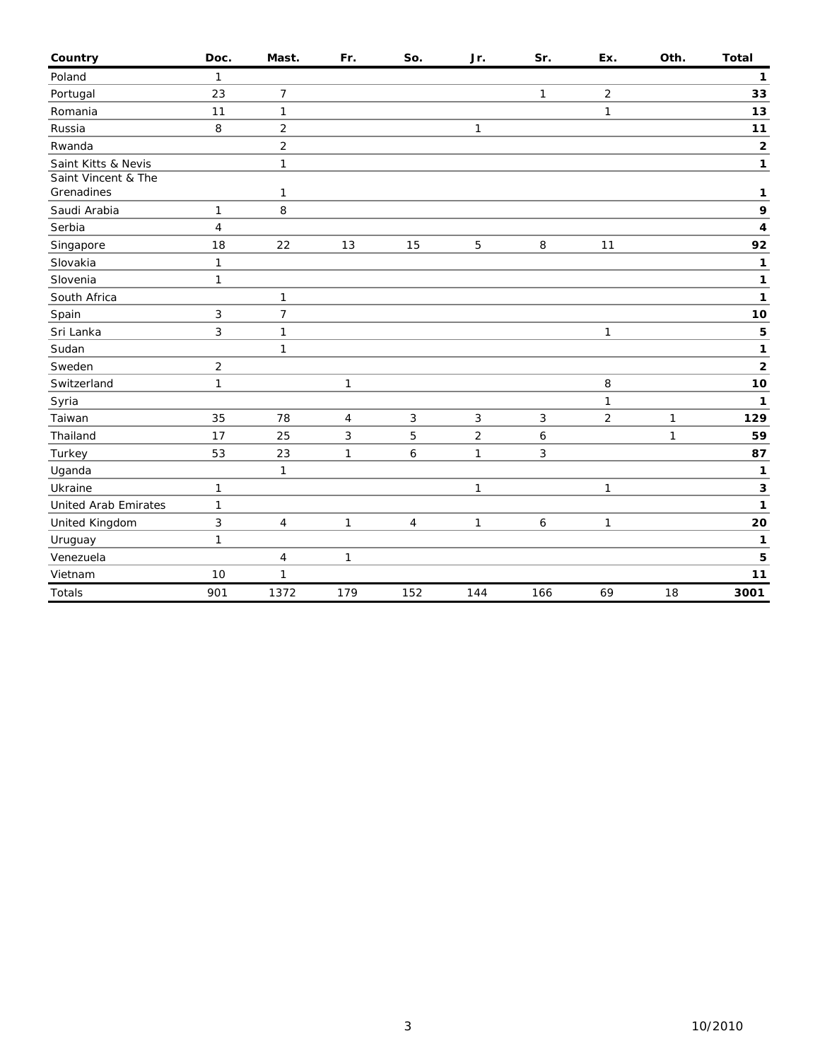| Country | Doc. | Mast. | Fr. | So. | Jr. | Sr. | Ex. | Oth. | Total |
|---|---|---|---|---|---|---|---|---|---|
| Poland | 1 | | | | | | | | **1** |
| Portugal | 23 | 7 | | | | 1 | 2 | | **33** |
| Romania | 11 | 1 | | | | | 1 | | **13** |
| Russia | 8 | 2 | | | 1 | | | | **11** |
| Rwanda | | 2 | | | | | | | **2** |
| Saint Kitts & Nevis | | 1 | | | | | | | **1** |
| Saint Vincent & The Grenadines | | 1 | | | | | | | **1** |
| Saudi Arabia | 1 | 8 | | | | | | | **9** |
| Serbia | 4 | | | | | | | | **4** |
| Singapore | 18 | 22 | 13 | 15 | 5 | 8 | 11 | | **92** |
| Slovakia | 1 | | | | | | | | **1** |
| Slovenia | 1 | | | | | | | | **1** |
| South Africa | | 1 | | | | | | | **1** |
| Spain | 3 | 7 | | | | | | | **10** |
| Sri Lanka | 3 | 1 | | | | | 1 | | **5** |
| Sudan | | 1 | | | | | | | **1** |
| Sweden | 2 | | | | | | | | **2** |
| Switzerland | 1 | | 1 | | | | 8 | | **10** |
| Syria | | | | | | | 1 | | **1** |
| Taiwan | 35 | 78 | 4 | 3 | 3 | 3 | 2 | 1 | **129** |
| Thailand | 17 | 25 | 3 | 5 | 2 | 6 | | 1 | **59** |
| Turkey | 53 | 23 | 1 | 6 | 1 | 3 | | | **87** |
| Uganda | | 1 | | | | | | | **1** |
| Ukraine | 1 | | | | 1 | | 1 | | **3** |
| United Arab Emirates | 1 | | | | | | | | **1** |
| United Kingdom | 3 | 4 | 1 | 4 | 1 | 6 | 1 | | **20** |
| Uruguay | 1 | | | | | | | | **1** |
| Venezuela | | 4 | 1 | | | | | | **5** |
| Vietnam | 10 | 1 | | | | | | | **11** |
| Totals | 901 | 1372 | 179 | 152 | 144 | 166 | 69 | 18 | **3001** |

10/2010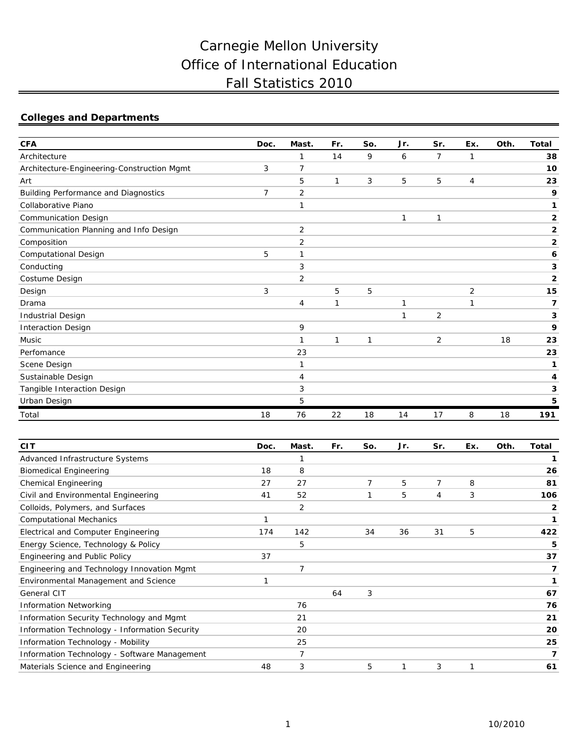# Carnegie Mellon University
# Office of International Education
# Fall Statistics 2010

## Colleges and Departments

| CFA | Doc. | Mast. | Fr. | So. | Jr. | Sr. | Ex. | Oth. | Total |
|---|---|---|---|---|---|---|---|---|---|
| Architecture | | 1 | 14 | 9 | 6 | 7 | 1 | | **38** |
| Architecture-Engineering-Construction Mgmt | 3 | 7 | | | | | | | **10** |
| Art | | 5 | 1 | 3 | 5 | 5 | 4 | | **23** |
| Building Performance and Diagnostics | 7 | 2 | | | | | | | **9** |
| Collaborative Piano | | 1 | | | | | | | **1** |
| Communication Design | | | | | 1 | 1 | | | **2** |
| Communication Planning and Info Design | | 2 | | | | | | | **2** |
| Composition | | 2 | | | | | | | **2** |
| Computational Design | 5 | 1 | | | | | | | **6** |
| Conducting | | 3 | | | | | | | **3** |
| Costume Design | | 2 | | | | | | | **2** |
| Design | 3 | | 5 | 5 | | | 2 | | **15** |
| Drama | | 4 | 1 | | 1 | | 1 | | **7** |
| Industrial Design | | | | | 1 | 2 | | | **3** |
| Interaction Design | | 9 | | | | | | | **9** |
| Music | | 1 | 1 | 1 | | 2 | | 18 | **23** |
| Perfomance | | 23 | | | | | | | **23** |
| Scene Design | | 1 | | | | | | | **1** |
| Sustainable Design | | 4 | | | | | | | **4** |
| Tangible Interaction Design | | 3 | | | | | | | **3** |
| Urban Design | | 5 | | | | | | | **5** |
| Total | 18 | 76 | 22 | 18 | 14 | 17 | 8 | 18 | **191** |

| CIT | Doc. | Mast. | Fr. | So. | Jr. | Sr. | Ex. | Oth. | Total |
|---|---|---|---|---|---|---|---|---|---|
| Advanced Infrastructure Systems | | 1 | | | | | | | **1** |
| Biomedical Engineering | 18 | 8 | | | | | | | **26** |
| Chemical Engineering | 27 | 27 | | 7 | 5 | 7 | 8 | | **81** |
| Civil and Environmental Engineering | 41 | 52 | | 1 | 5 | 4 | 3 | | **106** |
| Colloids, Polymers, and Surfaces | | 2 | | | | | | | **2** |
| Computational Mechanics | 1 | | | | | | | | **1** |
| Electrical and Computer Engineering | 174 | 142 | | 34 | 36 | 31 | 5 | | **422** |
| Energy Science, Technology & Policy | | 5 | | | | | | | **5** |
| Engineering and Public Policy | 37 | | | | | | | | **37** |
| Engineering and Technology Innovation Mgmt | | 7 | | | | | | | **7** |
| Environmental Management and Science | 1 | | | | | | | | **1** |
| General CIT | | | 64 | 3 | | | | | **67** |
| Information Networking | | 76 | | | | | | | **76** |
| Information Security Technology and Mgmt | | 21 | | | | | | | **21** |
| Information Technology - Information Security | | 20 | | | | | | | **20** |
| Information Technology - Mobility | | 25 | | | | | | | **25** |
| Information Technology - Software Management | | 7 | | | | | | | **7** |
| Materials Science and Engineering | 48 | 3 | | 5 | 1 | 3 | 1 | | **61** |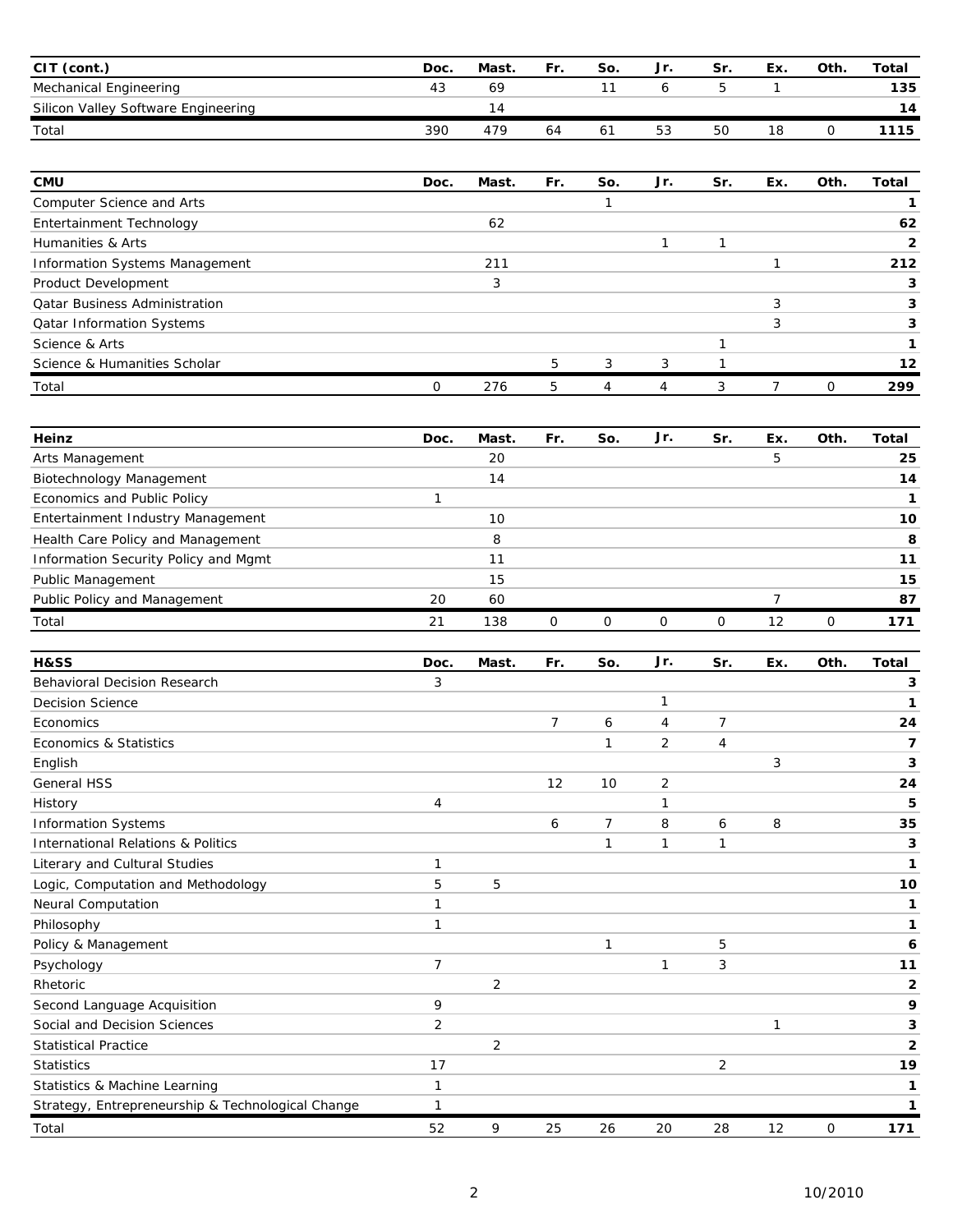| CIT (cont.) | Doc. | Mast. | Fr. | So. | Jr. | Sr. | Ex. | Oth. | Total |
|---|---|---|---|---|---|---|---|---|---|
| Mechanical Engineering | 43 | 69 | | 11 | 6 | 5 | 1 | | **135** |
| Silicon Valley Software Engineering | | 14 | | | | | | | **14** |
| Total | 390 | 479 | 64 | 61 | 53 | 50 | 18 | 0 | **1115** |

| CMU | Doc. | Mast. | Fr. | So. | Jr. | Sr. | Ex. | Oth. | Total |
|---|---|---|---|---|---|---|---|---|---|
| Computer Science and Arts | | | | 1 | | | | | **1** |
| Entertainment Technology | | 62 | | | | | | | **62** |
| Humanities & Arts | | | | | 1 | 1 | | | **2** |
| Information Systems Management | | 211 | | | | | 1 | | **212** |
| Product Development | | 3 | | | | | | | **3** |
| Qatar Business Administration | | | | | | | 3 | | **3** |
| Qatar Information Systems | | | | | | | 3 | | **3** |
| Science & Arts | | | | | | 1 | | | **1** |
| Science & Humanities Scholar | | | 5 | 3 | 3 | 1 | | | **12** |
| Total | 0 | 276 | 5 | 4 | 4 | 3 | 7 | 0 | **299** |

| Heinz | Doc. | Mast. | Fr. | So. | Jr. | Sr. | Ex. | Oth. | Total |
|---|---|---|---|---|---|---|---|---|---|
| Arts Management | | 20 | | | | | 5 | | **25** |
| Biotechnology Management | | 14 | | | | | | | **14** |
| Economics and Public Policy | 1 | | | | | | | | **1** |
| Entertainment Industry Management | | 10 | | | | | | | **10** |
| Health Care Policy and Management | | 8 | | | | | | | **8** |
| Information Security Policy and Mgmt | | 11 | | | | | | | **11** |
| Public Management | | 15 | | | | | | | **15** |
| Public Policy and Management | 20 | 60 | | | | | 7 | | **87** |
| Total | 21 | 138 | 0 | 0 | 0 | 0 | 12 | 0 | **171** |

| H&SS | Doc. | Mast. | Fr. | So. | Jr. | Sr. | Ex. | Oth. | Total |
|---|---|---|---|---|---|---|---|---|---|
| Behavioral Decision Research | 3 | | | | | | | | **3** |
| Decision Science | | | | | 1 | | | | **1** |
| Economics | | | 7 | 6 | 4 | 7 | | | **24** |
| Economics & Statistics | | | | 1 | 2 | 4 | | | **7** |
| English | | | | | | | 3 | | **3** |
| General HSS | | | 12 | 10 | 2 | | | | **24** |
| History | 4 | | | | 1 | | | | **5** |
| Information Systems | | | 6 | 7 | 8 | 6 | 8 | | **35** |
| International Relations & Politics | | | | 1 | 1 | 1 | | | **3** |
| Literary and Cultural Studies | 1 | | | | | | | | **1** |
| Logic, Computation and Methodology | 5 | 5 | | | | | | | **10** |
| Neural Computation | 1 | | | | | | | | **1** |
| Philosophy | 1 | | | | | | | | **1** |
| Policy & Management | | | | 1 | | 5 | | | **6** |
| Psychology | 7 | | | | 1 | 3 | | | **11** |
| Rhetoric | | 2 | | | | | | | **2** |
| Second Language Acquisition | 9 | | | | | | | | **9** |
| Social and Decision Sciences | 2 | | | | | | 1 | | **3** |
| Statistical Practice | | 2 | | | | | | | **2** |
| Statistics | 17 | | | | | 2 | | | **19** |
| Statistics & Machine Learning | 1 | | | | | | | | **1** |
| Strategy, Entrepreneurship & Technological Change | 1 | | | | | | | | **1** |
| Total | 52 | 9 | 25 | 26 | 20 | 28 | 12 | 0 | **171** |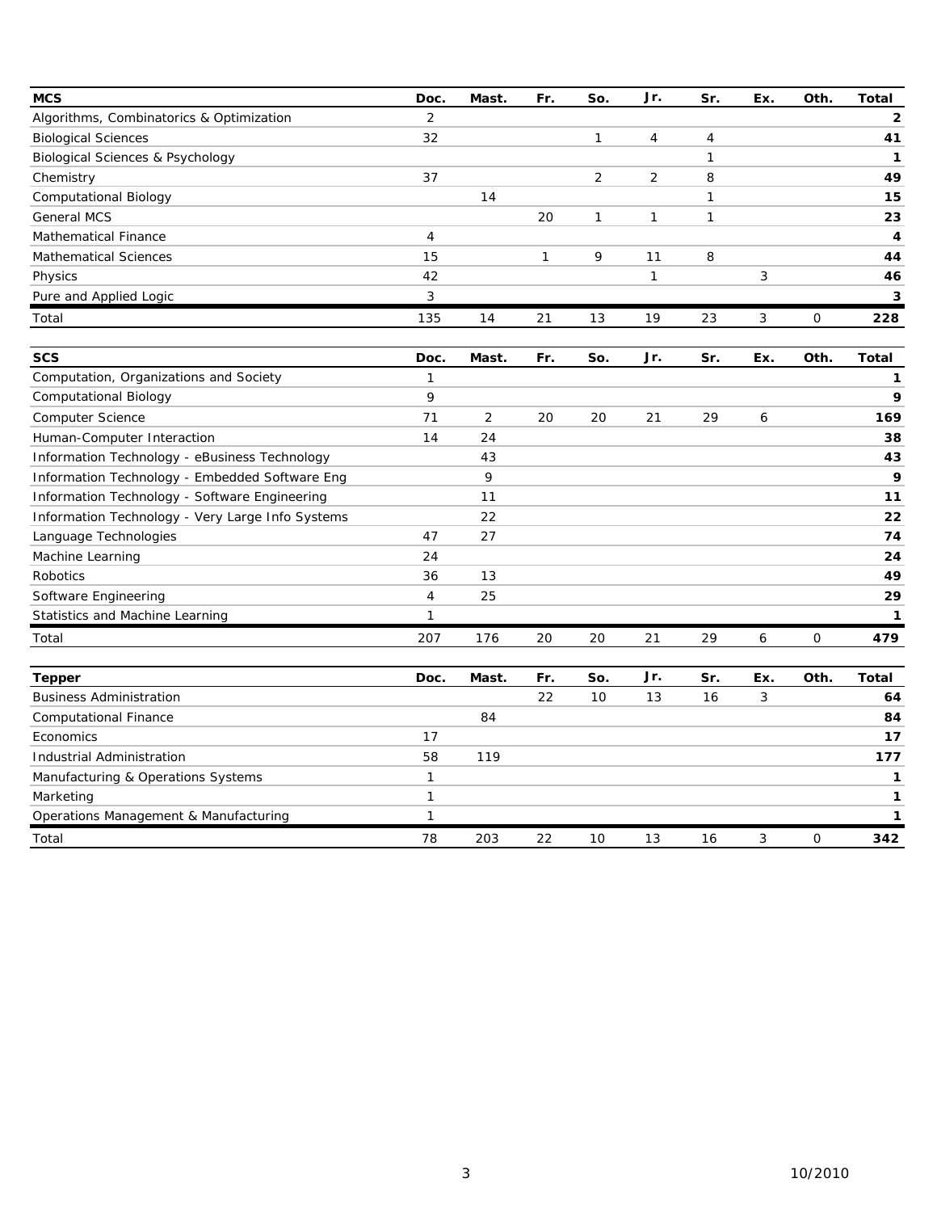| MCS | Doc. | Mast. | Fr. | So. | Jr. | Sr. | Ex. | Oth. | Total |
|---|---|---|---|---|---|---|---|---|---|
| Algorithms, Combinatorics & Optimization | 2 | | | | | | | | **2** |
| Biological Sciences | 32 | | | 1 | 4 | 4 | | | **41** |
| Biological Sciences & Psychology | | | | | | 1 | | | **1** |
| Chemistry | 37 | | | 2 | 2 | 8 | | | **49** |
| Computational Biology | | 14 | | | | 1 | | | **15** |
| General MCS | | | 20 | 1 | 1 | 1 | | | **23** |
| Mathematical Finance | 4 | | | | | | | | **4** |
| Mathematical Sciences | 15 | | 1 | 9 | 11 | 8 | | | **44** |
| Physics | 42 | | | | 1 | | 3 | | **46** |
| Pure and Applied Logic | 3 | | | | | | | | **3** |
| Total | 135 | 14 | 21 | 13 | 19 | 23 | 3 | 0 | **228** |

| SCS | Doc. | Mast. | Fr. | So. | Jr. | Sr. | Ex. | Oth. | Total |
|---|---|---|---|---|---|---|---|---|---|
| Computation, Organizations and Society | 1 | | | | | | | | **1** |
| Computational Biology | 9 | | | | | | | | **9** |
| Computer Science | 71 | 2 | 20 | 20 | 21 | 29 | 6 | | **169** |
| Human-Computer Interaction | 14 | 24 | | | | | | | **38** |
| Information Technology - eBusiness Technology | | 43 | | | | | | | **43** |
| Information Technology - Embedded Software Eng | | 9 | | | | | | | **9** |
| Information Technology - Software Engineering | | 11 | | | | | | | **11** |
| Information Technology - Very Large Info Systems | | 22 | | | | | | | **22** |
| Language Technologies | 47 | 27 | | | | | | | **74** |
| Machine Learning | 24 | | | | | | | | **24** |
| Robotics | 36 | 13 | | | | | | | **49** |
| Software Engineering | 4 | 25 | | | | | | | **29** |
| Statistics and Machine Learning | 1 | | | | | | | | **1** |
| Total | 207 | 176 | 20 | 20 | 21 | 29 | 6 | 0 | **479** |

| Tepper | Doc. | Mast. | Fr. | So. | Jr. | Sr. | Ex. | Oth. | Total |
|---|---|---|---|---|---|---|---|---|---|
| Business Administration | | | 22 | 10 | 13 | 16 | 3 | | **64** |
| Computational Finance | | 84 | | | | | | | **84** |
| Economics | 17 | | | | | | | | **17** |
| Industrial Administration | 58 | 119 | | | | | | | **177** |
| Manufacturing & Operations Systems | 1 | | | | | | | | **1** |
| Marketing | 1 | | | | | | | | **1** |
| Operations Management & Manufacturing | 1 | | | | | | | | **1** |
| Total | 78 | 203 | 22 | 10 | 13 | 16 | 3 | 0 | **342** |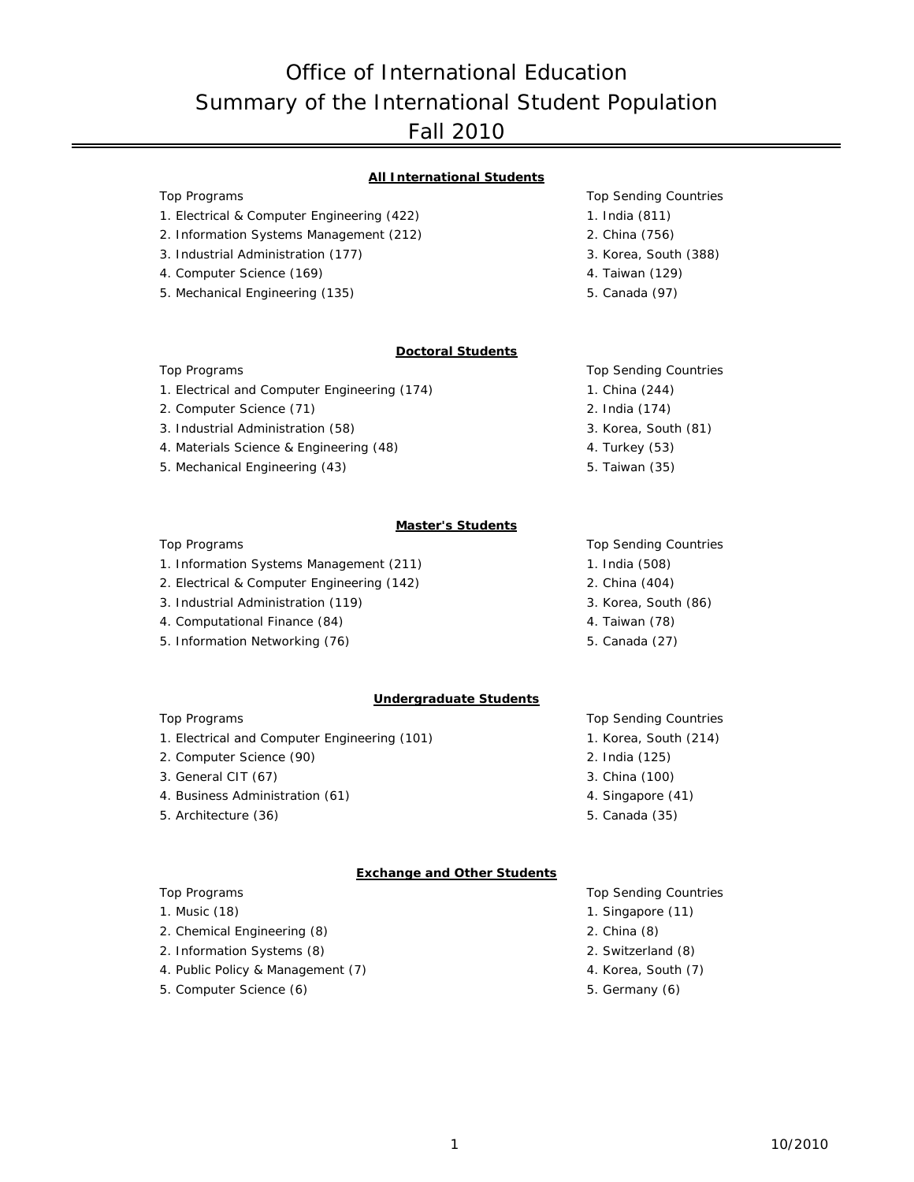# Office of International Education
# Summary of the International Student Population
# Fall 2010

## All International Students

| Top Programs | Top Sending Countries |
|---|---|
| 1. Electrical & Computer Engineering (422) | 1. India (811) |
| 2. Information Systems Management (212) | 2. China (756) |
| 3. Industrial Administration (177) | 3. Korea, South (388) |
| 4. Computer Science (169) | 4. Taiwan (129) |
| 5. Mechanical Engineering (135) | 5. Canada (97) |

## Doctoral Students

| Top Programs | Top Sending Countries |
|---|---|
| 1. Electrical and Computer Engineering (174) | 1. China (244) |
| 2. Computer Science (71) | 2. India (174) |
| 3. Industrial Administration (58) | 3. Korea, South (81) |
| 4. Materials Science & Engineering (48) | 4. Turkey (53) |
| 5. Mechanical Engineering (43) | 5. Taiwan (35) |

## Master's Students

| Top Programs | Top Sending Countries |
|---|---|
| 1. Information Systems Management (211) | 1. India (508) |
| 2. Electrical & Computer Engineering (142) | 2. China (404) |
| 3. Industrial Administration (119) | 3. Korea, South (86) |
| 4. Computational Finance (84) | 4. Taiwan (78) |
| 5. Information Networking (76) | 5. Canada (27) |

## Undergraduate Students

| Top Programs | Top Sending Countries |
|---|---|
| 1. Electrical and Computer Engineering (101) | 1. Korea, South (214) |
| 2. Computer Science (90) | 2. India (125) |
| 3. General CIT (67) | 3. China (100) |
| 4. Business Administration (61) | 4. Singapore (41) |
| 5. Architecture (36) | 5. Canada (35) |

## Exchange and Other Students

| Top Programs | Top Sending Countries |
|---|---|
| 1. Music (18) | 1. Singapore (11) |
| 2. Chemical Engineering (8) | 2. China (8) |
| 2. Information Systems (8) | 2. Switzerland (8) |
| 4. Public Policy & Management (7) | 4. Korea, South (7) |
| 5. Computer Science (6) | 5. Germany (6) |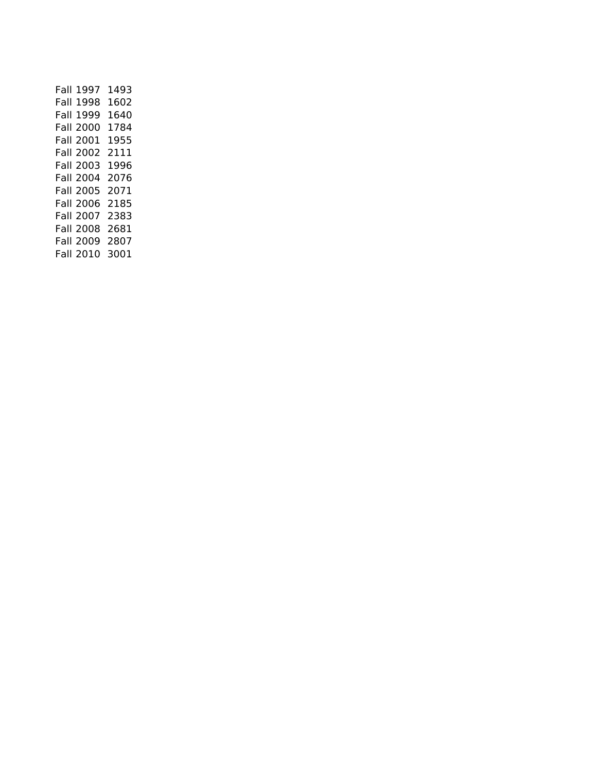| | |
|---|---|
| Fall 1997 | 1493 |
| Fall 1998 | 1602 |
| Fall 1999 | 1640 |
| Fall 2000 | 1784 |
| Fall 2001 | 1955 |
| Fall 2002 | 2111 |
| Fall 2003 | 1996 |
| Fall 2004 | 2076 |
| Fall 2005 | 2071 |
| Fall 2006 | 2185 |
| Fall 2007 | 2383 |
| Fall 2008 | 2681 |
| Fall 2009 | 2807 |
| Fall 2010 | 3001 |